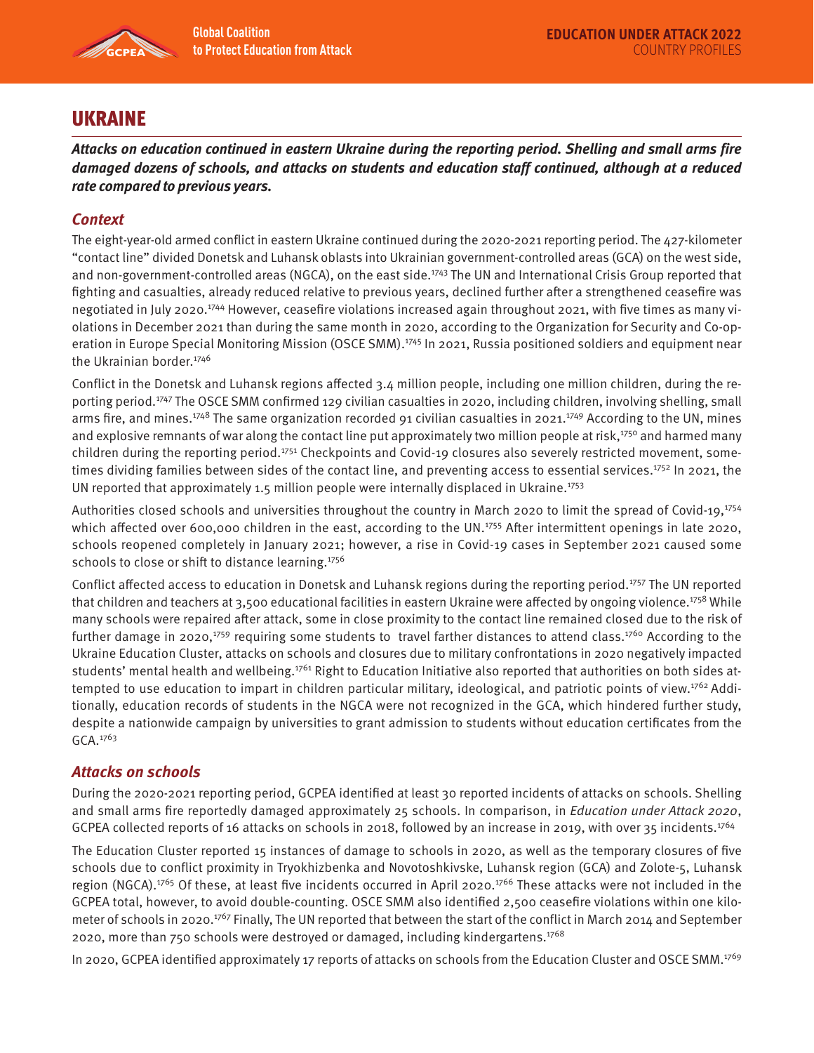# UKRAINE

***Attacks on education continued in eastern Ukraine during the reporting period. Shelling and small arms fire damaged dozens of schools, and attacks on students and education staff continued, although at a reduced rate compared to previous years.***

## *Context*

The eight-year-old armed conflict in eastern Ukraine continued during the 2020-2021 reporting period. The 427-kilometer "contact line" divided Donetsk and Luhansk oblasts into Ukrainian government-controlled areas (GCA) on the west side, and non-government-controlled areas (NGCA), on the east side.[1743] The UN and International Crisis Group reported that fighting and casualties, already reduced relative to previous years, declined further after a strengthened ceasefire was negotiated in July 2020.[1744] However, ceasefire violations increased again throughout 2021, with five times as many violations in December 2021 than during the same month in 2020, according to the Organization for Security and Co-operation in Europe Special Monitoring Mission (OSCE SMM).[1745] In 2021, Russia positioned soldiers and equipment near the Ukrainian border.[1746]

Conflict in the Donetsk and Luhansk regions affected 3.4 million people, including one million children, during the reporting period.[1747] The OSCE SMM confirmed 129 civilian casualties in 2020, including children, involving shelling, small arms fire, and mines.[1748] The same organization recorded 91 civilian casualties in 2021.[1749] According to the UN, mines and explosive remnants of war along the contact line put approximately two million people at risk,[1750] and harmed many children during the reporting period.[1751] Checkpoints and Covid-19 closures also severely restricted movement, sometimes dividing families between sides of the contact line, and preventing access to essential services.[1752] In 2021, the UN reported that approximately 1.5 million people were internally displaced in Ukraine.[1753]

Authorities closed schools and universities throughout the country in March 2020 to limit the spread of Covid-19,[1754] which affected over 600,000 children in the east, according to the UN.[1755] After intermittent openings in late 2020, schools reopened completely in January 2021; however, a rise in Covid-19 cases in September 2021 caused some schools to close or shift to distance learning.[1756]

Conflict affected access to education in Donetsk and Luhansk regions during the reporting period.[1757] The UN reported that children and teachers at 3,500 educational facilities in eastern Ukraine were affected by ongoing violence.[1758] While many schools were repaired after attack, some in close proximity to the contact line remained closed due to the risk of further damage in 2020,[1759] requiring some students to travel farther distances to attend class.[1760] According to the Ukraine Education Cluster, attacks on schools and closures due to military confrontations in 2020 negatively impacted students' mental health and wellbeing.[1761] Right to Education Initiative also reported that authorities on both sides attempted to use education to impart in children particular military, ideological, and patriotic points of view.[1762] Additionally, education records of students in the NGCA were not recognized in the GCA, which hindered further study, despite a nationwide campaign by universities to grant admission to students without education certificates from the GCA.[1763]

## *Attacks on schools*

During the 2020-2021 reporting period, GCPEA identified at least 30 reported incidents of attacks on schools. Shelling and small arms fire reportedly damaged approximately 25 schools. In comparison, in *Education under Attack 2020*, GCPEA collected reports of 16 attacks on schools in 2018, followed by an increase in 2019, with over 35 incidents.[1764]

The Education Cluster reported 15 instances of damage to schools in 2020, as well as the temporary closures of five schools due to conflict proximity in Tryokhizbenka and Novotoshkivske, Luhansk region (GCA) and Zolote-5, Luhansk region (NGCA).[1765] Of these, at least five incidents occurred in April 2020.[1766] These attacks were not included in the GCPEA total, however, to avoid double-counting. OSCE SMM also identified 2,500 ceasefire violations within one kilometer of schools in 2020.[1767] Finally, The UN reported that between the start of the conflict in March 2014 and September 2020, more than 750 schools were destroyed or damaged, including kindergartens.[1768]

In 2020, GCPEA identified approximately 17 reports of attacks on schools from the Education Cluster and OSCE SMM.[1769]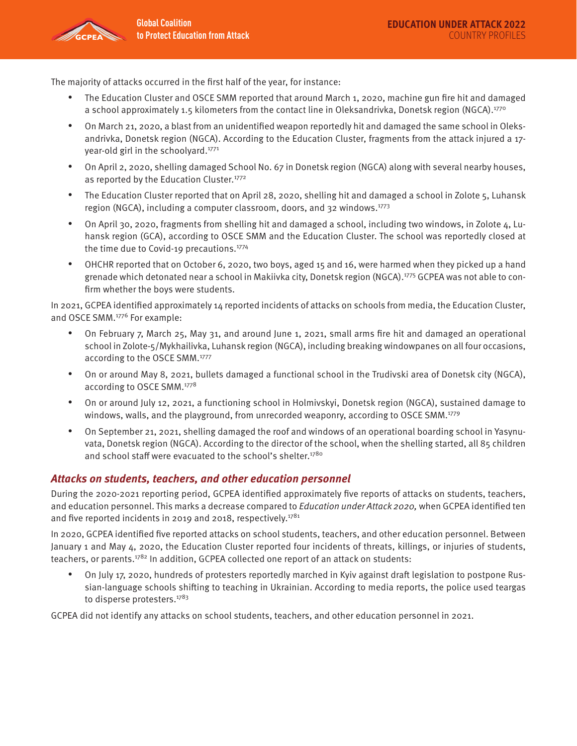The majority of attacks occurred in the first half of the year, for instance:

- The Education Cluster and OSCE SMM reported that around March 1, 2020, machine gun fire hit and damaged a school approximately 1.5 kilometers from the contact line in Oleksandrivka, Donetsk region (NGCA).[1770]
- On March 21, 2020, a blast from an unidentified weapon reportedly hit and damaged the same school in Oleksandrivka, Donetsk region (NGCA). According to the Education Cluster, fragments from the attack injured a 17-year-old girl in the schoolyard.[1771]
- On April 2, 2020, shelling damaged School No. 67 in Donetsk region (NGCA) along with several nearby houses, as reported by the Education Cluster.[1772]
- The Education Cluster reported that on April 28, 2020, shelling hit and damaged a school in Zolote 5, Luhansk region (NGCA), including a computer classroom, doors, and 32 windows.[1773]
- On April 30, 2020, fragments from shelling hit and damaged a school, including two windows, in Zolote 4, Luhansk region (GCA), according to OSCE SMM and the Education Cluster. The school was reportedly closed at the time due to Covid-19 precautions.[1774]
- OHCHR reported that on October 6, 2020, two boys, aged 15 and 16, were harmed when they picked up a hand grenade which detonated near a school in Makiivka city, Donetsk region (NGCA).[1775] GCPEA was not able to confirm whether the boys were students.

In 2021, GCPEA identified approximately 14 reported incidents of attacks on schools from media, the Education Cluster, and OSCE SMM.[1776] For example:

- On February 7, March 25, May 31, and around June 1, 2021, small arms fire hit and damaged an operational school in Zolote-5/Mykhailivka, Luhansk region (NGCA), including breaking windowpanes on all four occasions, according to the OSCE SMM.[1777]
- On or around May 8, 2021, bullets damaged a functional school in the Trudivski area of Donetsk city (NGCA), according to OSCE SMM.[1778]
- On or around July 12, 2021, a functioning school in Holmivskyi, Donetsk region (NGCA), sustained damage to windows, walls, and the playground, from unrecorded weaponry, according to OSCE SMM.[1779]
- On September 21, 2021, shelling damaged the roof and windows of an operational boarding school in Yasynuvata, Donetsk region (NGCA). According to the director of the school, when the shelling started, all 85 children and school staff were evacuated to the school's shelter.[1780]

### *Attacks on students, teachers, and other education personnel*

During the 2020-2021 reporting period, GCPEA identified approximately five reports of attacks on students, teachers, and education personnel. This marks a decrease compared to *Education under Attack 2020,* when GCPEA identified ten and five reported incidents in 2019 and 2018, respectively.[1781]

In 2020, GCPEA identified five reported attacks on school students, teachers, and other education personnel. Between January 1 and May 4, 2020, the Education Cluster reported four incidents of threats, killings, or injuries of students, teachers, or parents.[1782] In addition, GCPEA collected one report of an attack on students:

- On July 17, 2020, hundreds of protesters reportedly marched in Kyiv against draft legislation to postpone Russian-language schools shifting to teaching in Ukrainian. According to media reports, the police used teargas to disperse protesters.[1783]

GCPEA did not identify any attacks on school students, teachers, and other education personnel in 2021.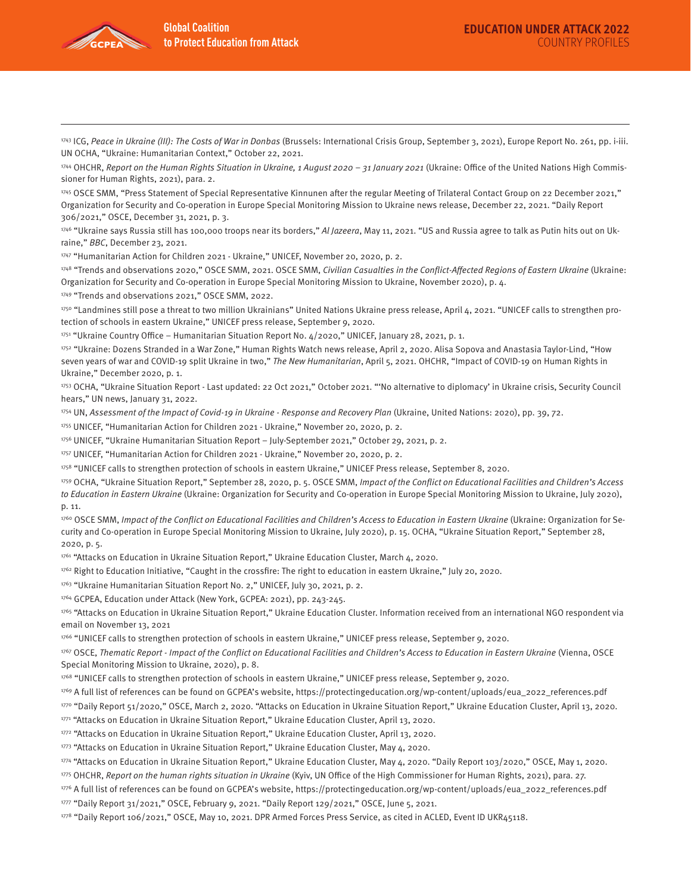[1743] ICG, *Peace in Ukraine (III): The Costs of War in Donbas* (Brussels: International Crisis Group, September 3, 2021), Europe Report No. 261, pp. i-iii. UN OCHA, "Ukraine: Humanitarian Context," October 22, 2021.

[1744] OHCHR, *Report on the Human Rights Situation in Ukraine, 1 August 2020 – 31 January 2021* (Ukraine: Office of the United Nations High Commissioner for Human Rights, 2021), para. 2.

[1745] OSCE SMM, "Press Statement of Special Representative Kinnunen after the regular Meeting of Trilateral Contact Group on 22 December 2021," Organization for Security and Co-operation in Europe Special Monitoring Mission to Ukraine news release, December 22, 2021. "Daily Report 306/2021," OSCE, December 31, 2021, p. 3.

[1746] "Ukraine says Russia still has 100,000 troops near its borders," *Al Jazeera*, May 11, 2021. "US and Russia agree to talk as Putin hits out on Ukraine," *BBC*, December 23, 2021.

[1747] "Humanitarian Action for Children 2021 - Ukraine," UNICEF, November 20, 2020, p. 2.

[1748] "Trends and observations 2020," OSCE SMM, 2021. OSCE SMM, *Civilian Casualties in the Conflict-Affected Regions of Eastern Ukraine* (Ukraine: Organization for Security and Co-operation in Europe Special Monitoring Mission to Ukraine, November 2020), p. 4.

[1749] "Trends and observations 2021," OSCE SMM, 2022.

[1750] "Landmines still pose a threat to two million Ukrainians" United Nations Ukraine press release, April 4, 2021. "UNICEF calls to strengthen protection of schools in eastern Ukraine," UNICEF press release, September 9, 2020.

[1751] "Ukraine Country Office – Humanitarian Situation Report No. 4/2020," UNICEF, January 28, 2021, p. 1.

[1752] "Ukraine: Dozens Stranded in a War Zone," Human Rights Watch news release, April 2, 2020. Alisa Sopova and Anastasia Taylor-Lind, "How seven years of war and COVID-19 split Ukraine in two," *The New Humanitarian*, April 5, 2021. OHCHR, "Impact of COVID-19 on Human Rights in Ukraine," December 2020, p. 1.

[1753] OCHA, "Ukraine Situation Report - Last updated: 22 Oct 2021," October 2021. "'No alternative to diplomacy' in Ukraine crisis, Security Council hears," UN news, January 31, 2022.

[1754] UN, *Assessment of the Impact of Covid-19 in Ukraine - Response and Recovery Plan* (Ukraine, United Nations: 2020), pp. 39, 72.

[1755] UNICEF, "Humanitarian Action for Children 2021 - Ukraine," November 20, 2020, p. 2.

[1756] UNICEF, "Ukraine Humanitarian Situation Report – July-September 2021," October 29, 2021, p. 2.

[1757] UNICEF, "Humanitarian Action for Children 2021 - Ukraine," November 20, 2020, p. 2.

[1758] "UNICEF calls to strengthen protection of schools in eastern Ukraine," UNICEF Press release, September 8, 2020.

[1759] OCHA, "Ukraine Situation Report," September 28, 2020, p. 5. OSCE SMM, *Impact of the Conflict on Educational Facilities and Children's Access to Education in Eastern Ukraine* (Ukraine: Organization for Security and Co-operation in Europe Special Monitoring Mission to Ukraine, July 2020), p. 11.

[1760] OSCE SMM, *Impact of the Conflict on Educational Facilities and Children's Access to Education in Eastern Ukraine* (Ukraine: Organization for Security and Co-operation in Europe Special Monitoring Mission to Ukraine, July 2020), p. 15. OCHA, "Ukraine Situation Report," September 28, 2020, p. 5.

[1761] "Attacks on Education in Ukraine Situation Report," Ukraine Education Cluster, March 4, 2020.

[1762] Right to Education Initiative, "Caught in the crossfire: The right to education in eastern Ukraine," July 20, 2020.

[1763] "Ukraine Humanitarian Situation Report No. 2," UNICEF, July 30, 2021, p. 2.

[1764] GCPEA, Education under Attack (New York, GCPEA: 2021), pp. 243-245.

[1765] "Attacks on Education in Ukraine Situation Report," Ukraine Education Cluster. Information received from an international NGO respondent via email on November 13, 2021

[1766] "UNICEF calls to strengthen protection of schools in eastern Ukraine," UNICEF press release, September 9, 2020.

[1767] OSCE, *Thematic Report - Impact of the Conflict on Educational Facilities and Children's Access to Education in Eastern Ukraine* (Vienna, OSCE Special Monitoring Mission to Ukraine, 2020), p. 8.

[1768] "UNICEF calls to strengthen protection of schools in eastern Ukraine," UNICEF press release, September 9, 2020.

[1769] A full list of references can be found on GCPEA's website, https://protectingeducation.org/wp-content/uploads/eua_2022_references.pdf

[1770] "Daily Report 51/2020," OSCE, March 2, 2020. "Attacks on Education in Ukraine Situation Report," Ukraine Education Cluster, April 13, 2020.

[1771] "Attacks on Education in Ukraine Situation Report," Ukraine Education Cluster, April 13, 2020.

[1772] "Attacks on Education in Ukraine Situation Report," Ukraine Education Cluster, April 13, 2020.

[1773] "Attacks on Education in Ukraine Situation Report," Ukraine Education Cluster, May 4, 2020.

[1774] "Attacks on Education in Ukraine Situation Report," Ukraine Education Cluster, May 4, 2020. "Daily Report 103/2020," OSCE, May 1, 2020.

[1775] OHCHR, *Report on the human rights situation in Ukraine* (Kyiv, UN Office of the High Commissioner for Human Rights, 2021), para. 27.

[1776] A full list of references can be found on GCPEA's website, https://protectingeducation.org/wp-content/uploads/eua_2022_references.pdf

[1777] "Daily Report 31/2021," OSCE, February 9, 2021. "Daily Report 129/2021," OSCE, June 5, 2021.

[1778] "Daily Report 106/2021," OSCE, May 10, 2021. DPR Armed Forces Press Service, as cited in ACLED, Event ID UKR45118.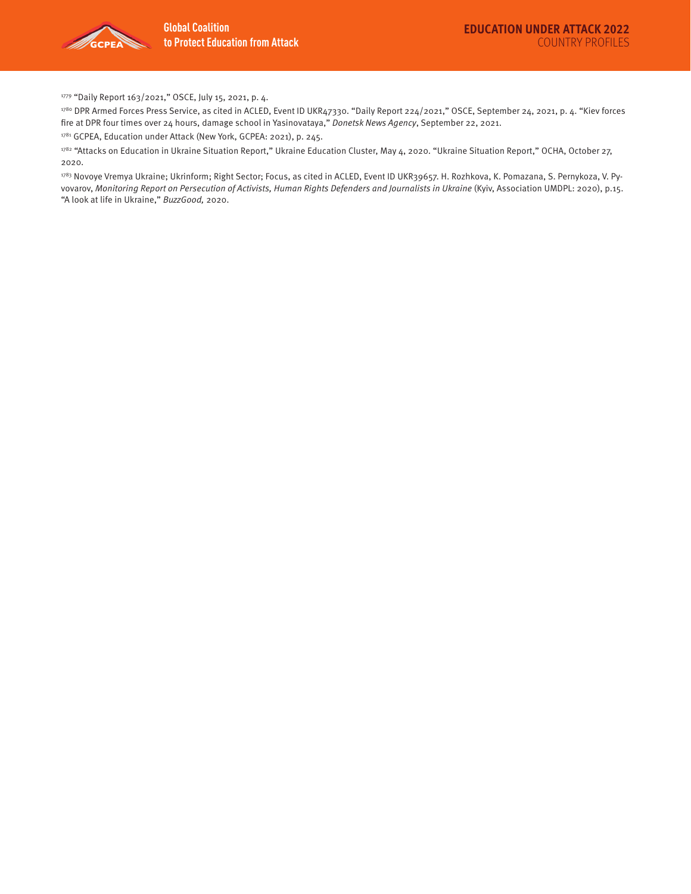[1779] "Daily Report 163/2021," OSCE, July 15, 2021, p. 4.

[1780] DPR Armed Forces Press Service, as cited in ACLED, Event ID UKR47330. "Daily Report 224/2021," OSCE, September 24, 2021, p. 4. "Kiev forces fire at DPR four times over 24 hours, damage school in Yasinovataya," *Donetsk News Agency*, September 22, 2021.

[1781] GCPEA, Education under Attack (New York, GCPEA: 2021), p. 245.

[1782] "Attacks on Education in Ukraine Situation Report," Ukraine Education Cluster, May 4, 2020. "Ukraine Situation Report," OCHA, October 27, 2020.

[1783] Novoye Vremya Ukraine; Ukrinform; Right Sector; Focus, as cited in ACLED, Event ID UKR39657. H. Rozhkova, K. Pomazana, S. Pernykoza, V. Pyvovarov, *Monitoring Report on Persecution of Activists, Human Rights Defenders and Journalists in Ukraine* (Kyiv, Association UMDPL: 2020), p.15. "A look at life in Ukraine," *BuzzGood,* 2020.